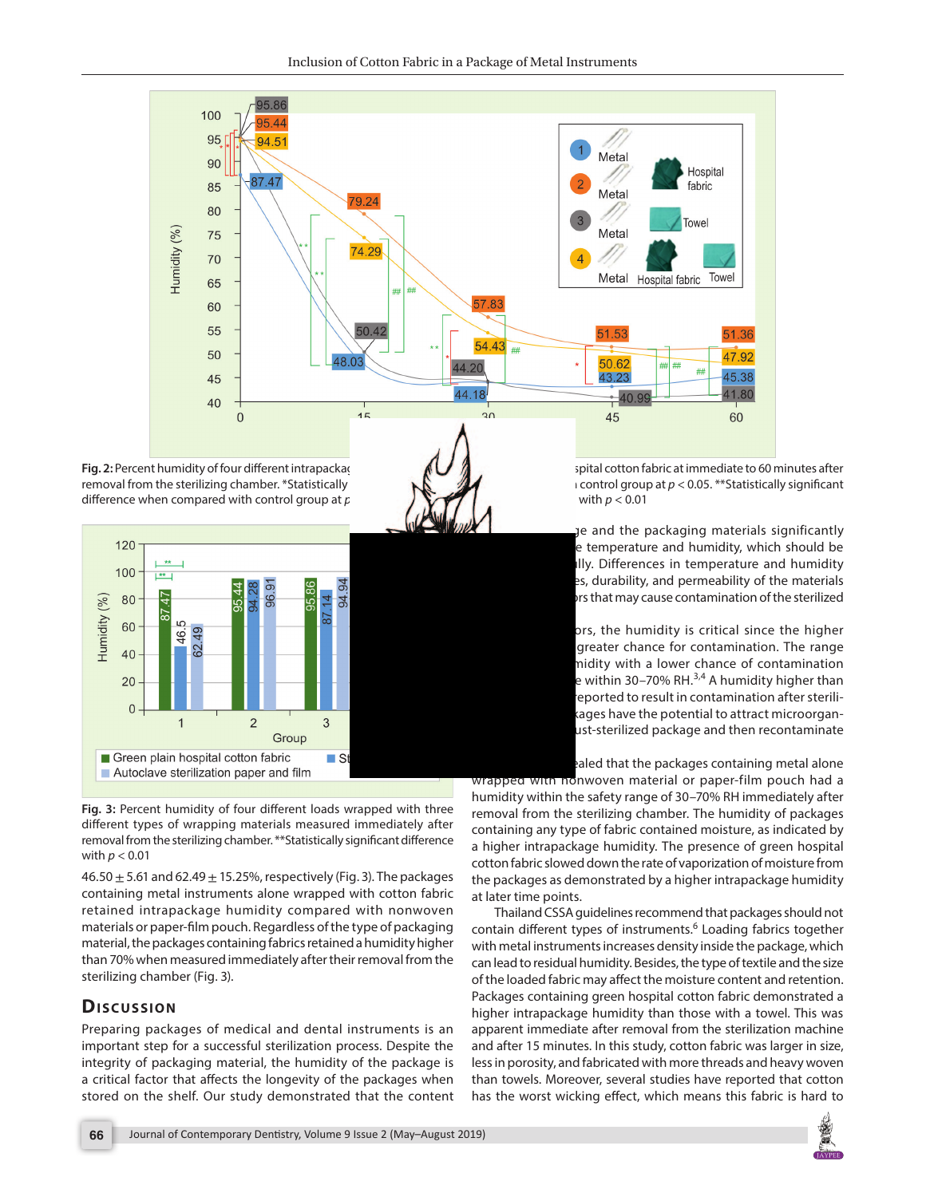95.86
95.44
94.51
87.47
79.24
74.29
57.83
50.42
48.03
54.43
44.20
44.18
51.53
50.62
43.23
40.99
51.36
47.92
45.38
41.80

Humidity (%)

100
95
90
85
80
75
70
65
60
55
50
45
40

0
15
30
45
60

1 Metal
2 Metal Hospital fabric
3 Metal Towel
4 Metal Hospital fabric Towel

**Fig. 2:** Percent humidity of four different intrapackag… …spital cotton fabric at immediate to 60 minutes after removal from the sterilizing chamber. *Statistically … control group at $p < 0.05$. **Statistically significant difference when compared with control group at $p$ … with $p < 0.01$

120
100
80
60
40
20
0

Humidity (%)

87.47
46.5
62.49
95.44
94.28
96.91
95.86
87.14
94.94

1
2
3

Group

Green plain hospital cotton fabric
St…
Autoclave sterilization paper and film

**Fig. 3:** Percent humidity of four different loads wrapped with three different types of wrapping materials measured immediately after removal from the sterilizing chamber. **Statistically significant difference with $p < 0.01$

$46.50 \pm 5.61$ and $62.49 \pm 15.25$%, respectively (Fig. 3). The packages containing metal instruments alone wrapped with cotton fabric retained intrapackage humidity compared with nonwoven materials or paper-film pouch. Regardless of the type of packaging material, the packages containing fabrics retained a humidity higher than 70% when measured immediately after their removal from the sterilizing chamber (Fig. 3).

## Discussion

Preparing packages of medical and dental instruments is an important step for a successful sterilization process. Despite the integrity of packaging material, the humidity of the package is a critical factor that affects the longevity of the packages when stored on the shelf. Our study demonstrated that the content …ge and the packaging materials significantly …e temperature and humidity, which should be …lly. Differences in temperature and humidity …es, durability, and permeability of the materials …rs that may cause contamination of the sterilized …

…ors, the humidity is critical since the higher … greater chance for contamination. The range …midity with a lower chance of contamination …e within 30–70% RH.[3,4] A humidity higher than …eported to result in contamination after sterili… …ages have the potential to attract microorgan… …ust-sterilized package and then recontaminate …

…ealed that the packages containing metal alone wrapped with nonwoven material or paper-film pouch had a humidity within the safety range of 30–70% RH immediately after removal from the sterilizing chamber. The humidity of packages containing any type of fabric contained moisture, as indicated by a higher intrapackage humidity. The presence of green hospital cotton fabric slowed down the rate of vaporization of moisture from the packages as demonstrated by a higher intrapackage humidity at later time points.

Thailand CSSA guidelines recommend that packages should not contain different types of instruments.[6] Loading fabrics together with metal instruments increases density inside the package, which can lead to residual humidity. Besides, the type of textile and the size of the loaded fabric may affect the moisture content and retention. Packages containing green hospital cotton fabric demonstrated a higher intrapackage humidity than those with a towel. This was apparent immediate after removal from the sterilization machine and after 15 minutes. In this study, cotton fabric was larger in size, less in porosity, and fabricated with more threads and heavy woven than towels. Moreover, several studies have reported that cotton has the worst wicking effect, which means this fabric is hard to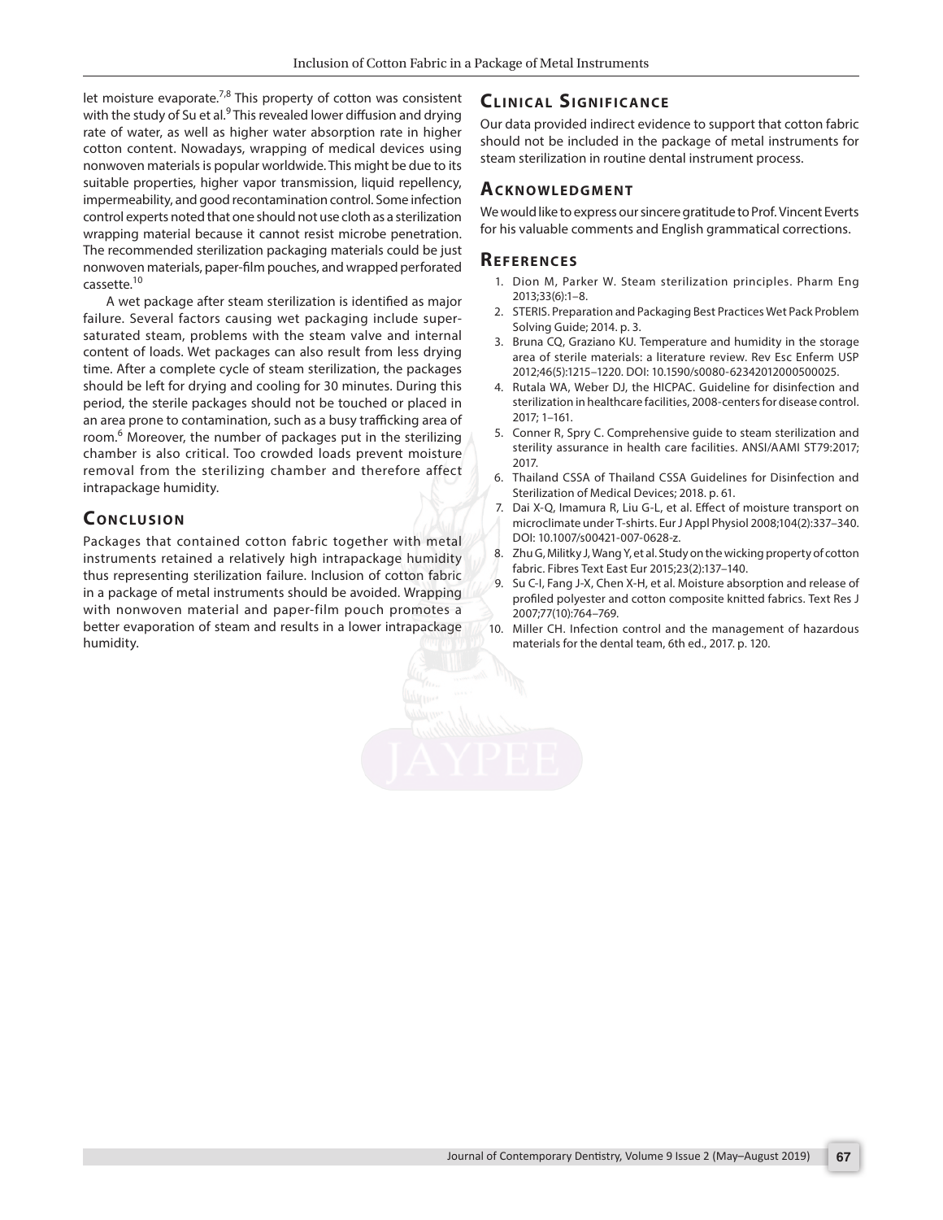let moisture evaporate.[7,8] This property of cotton was consistent with the study of Su et al.[9] This revealed lower diffusion and drying rate of water, as well as higher water absorption rate in higher cotton content. Nowadays, wrapping of medical devices using nonwoven materials is popular worldwide. This might be due to its suitable properties, higher vapor transmission, liquid repellency, impermeability, and good recontamination control. Some infection control experts noted that one should not use cloth as a sterilization wrapping material because it cannot resist microbe penetration. The recommended sterilization packaging materials could be just nonwoven materials, paper-film pouches, and wrapped perforated cassette.[10]

A wet package after steam sterilization is identified as major failure. Several factors causing wet packaging include super-saturated steam, problems with the steam valve and internal content of loads. Wet packages can also result from less drying time. After a complete cycle of steam sterilization, the packages should be left for drying and cooling for 30 minutes. During this period, the sterile packages should not be touched or placed in an area prone to contamination, such as a busy trafficking area of room.[6] Moreover, the number of packages put in the sterilizing chamber is also critical. Too crowded loads prevent moisture removal from the sterilizing chamber and therefore affect intrapackage humidity.

## Conclusion

Packages that contained cotton fabric together with metal instruments retained a relatively high intrapackage humidity thus representing sterilization failure. Inclusion of cotton fabric in a package of metal instruments should be avoided. Wrapping with nonwoven material and paper-film pouch promotes a better evaporation of steam and results in a lower intrapackage humidity.

## Clinical Significance

Our data provided indirect evidence to support that cotton fabric should not be included in the package of metal instruments for steam sterilization in routine dental instrument process.

## Acknowledgment

We would like to express our sincere gratitude to Prof. Vincent Everts for his valuable comments and English grammatical corrections.

## References

1. Dion M, Parker W. Steam sterilization principles. Pharm Eng 2013;33(6):1–8.
2. STERIS. Preparation and Packaging Best Practices Wet Pack Problem Solving Guide; 2014. p. 3.
3. Bruna CQ, Graziano KU. Temperature and humidity in the storage area of sterile materials: a literature review. Rev Esc Enferm USP 2012;46(5):1215–1220. DOI: 10.1590/s0080-62342012000500025.
4. Rutala WA, Weber DJ, the HICPAC. Guideline for disinfection and sterilization in healthcare facilities, 2008-centers for disease control. 2017; 1–161.
5. Conner R, Spry C. Comprehensive guide to steam sterilization and sterility assurance in health care facilities. ANSI/AAMI ST79:2017; 2017.
6. Thailand CSSA of Thailand CSSA Guidelines for Disinfection and Sterilization of Medical Devices; 2018. p. 61.
7. Dai X-Q, Imamura R, Liu G-L, et al. Effect of moisture transport on microclimate under T-shirts. Eur J Appl Physiol 2008;104(2):337–340. DOI: 10.1007/s00421-007-0628-z.
8. Zhu G, Militky J, Wang Y, et al. Study on the wicking property of cotton fabric. Fibres Text East Eur 2015;23(2):137–140.
9. Su C-I, Fang J-X, Chen X-H, et al. Moisture absorption and release of profiled polyester and cotton composite knitted fabrics. Text Res J 2007;77(10):764–769.
10. Miller CH. Infection control and the management of hazardous materials for the dental team, 6th ed., 2017. p. 120.